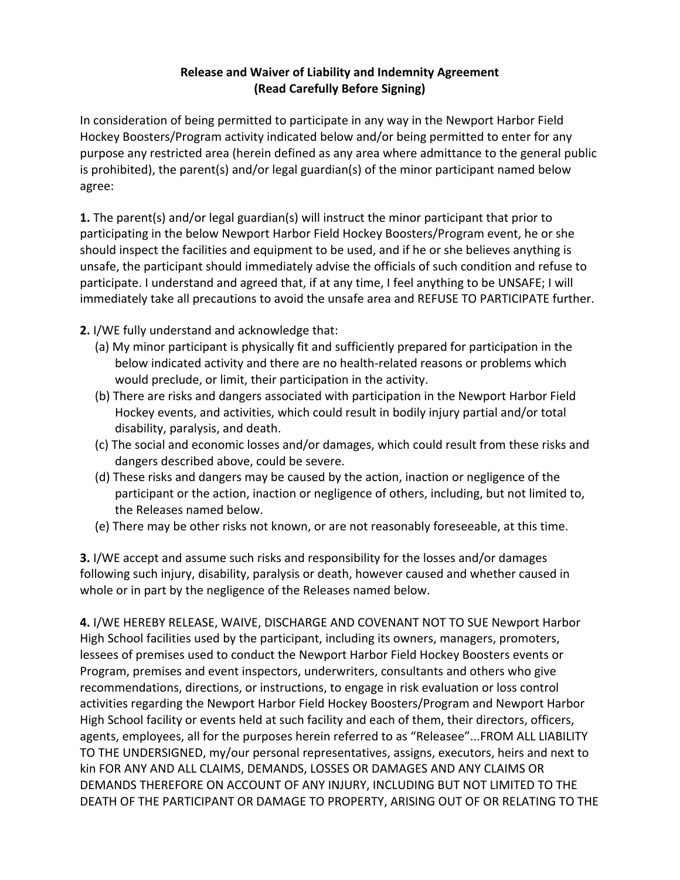**Release and Waiver of Liability and Indemnity Agreement**
**(Read Carefully Before Signing)**

In consideration of being permitted to participate in any way in the Newport Harbor Field Hockey Boosters/Program activity indicated below and/or being permitted to enter for any purpose any restricted area (herein defined as any area where admittance to the general public is prohibited), the parent(s) and/or legal guardian(s) of the minor participant named below agree:

**1.** The parent(s) and/or legal guardian(s) will instruct the minor participant that prior to participating in the below Newport Harbor Field Hockey Boosters/Program event, he or she should inspect the facilities and equipment to be used, and if he or she believes anything is unsafe, the participant should immediately advise the officials of such condition and refuse to participate. I understand and agreed that, if at any time, I feel anything to be UNSAFE; I will immediately take all precautions to avoid the unsafe area and REFUSE TO PARTICIPATE further.

**2.** I/WE fully understand and acknowledge that:

(a) My minor participant is physically fit and sufficiently prepared for participation in the below indicated activity and there are no health-related reasons or problems which would preclude, or limit, their participation in the activity.

(b) There are risks and dangers associated with participation in the Newport Harbor Field Hockey events, and activities, which could result in bodily injury partial and/or total disability, paralysis, and death.

(c) The social and economic losses and/or damages, which could result from these risks and dangers described above, could be severe.

(d) These risks and dangers may be caused by the action, inaction or negligence of the participant or the action, inaction or negligence of others, including, but not limited to, the Releases named below.

(e) There may be other risks not known, or are not reasonably foreseeable, at this time.

**3.** I/WE accept and assume such risks and responsibility for the losses and/or damages following such injury, disability, paralysis or death, however caused and whether caused in whole or in part by the negligence of the Releases named below.

**4.** I/WE HEREBY RELEASE, WAIVE, DISCHARGE AND COVENANT NOT TO SUE Newport Harbor High School facilities used by the participant, including its owners, managers, promoters, lessees of premises used to conduct the Newport Harbor Field Hockey Boosters events or Program, premises and event inspectors, underwriters, consultants and others who give recommendations, directions, or instructions, to engage in risk evaluation or loss control activities regarding the Newport Harbor Field Hockey Boosters/Program and Newport Harbor High School facility or events held at such facility and each of them, their directors, officers, agents, employees, all for the purposes herein referred to as "Releasee"...FROM ALL LIABILITY TO THE UNDERSIGNED, my/our personal representatives, assigns, executors, heirs and next to kin FOR ANY AND ALL CLAIMS, DEMANDS, LOSSES OR DAMAGES AND ANY CLAIMS OR DEMANDS THEREFORE ON ACCOUNT OF ANY INJURY, INCLUDING BUT NOT LIMITED TO THE DEATH OF THE PARTICIPANT OR DAMAGE TO PROPERTY, ARISING OUT OF OR RELATING TO THE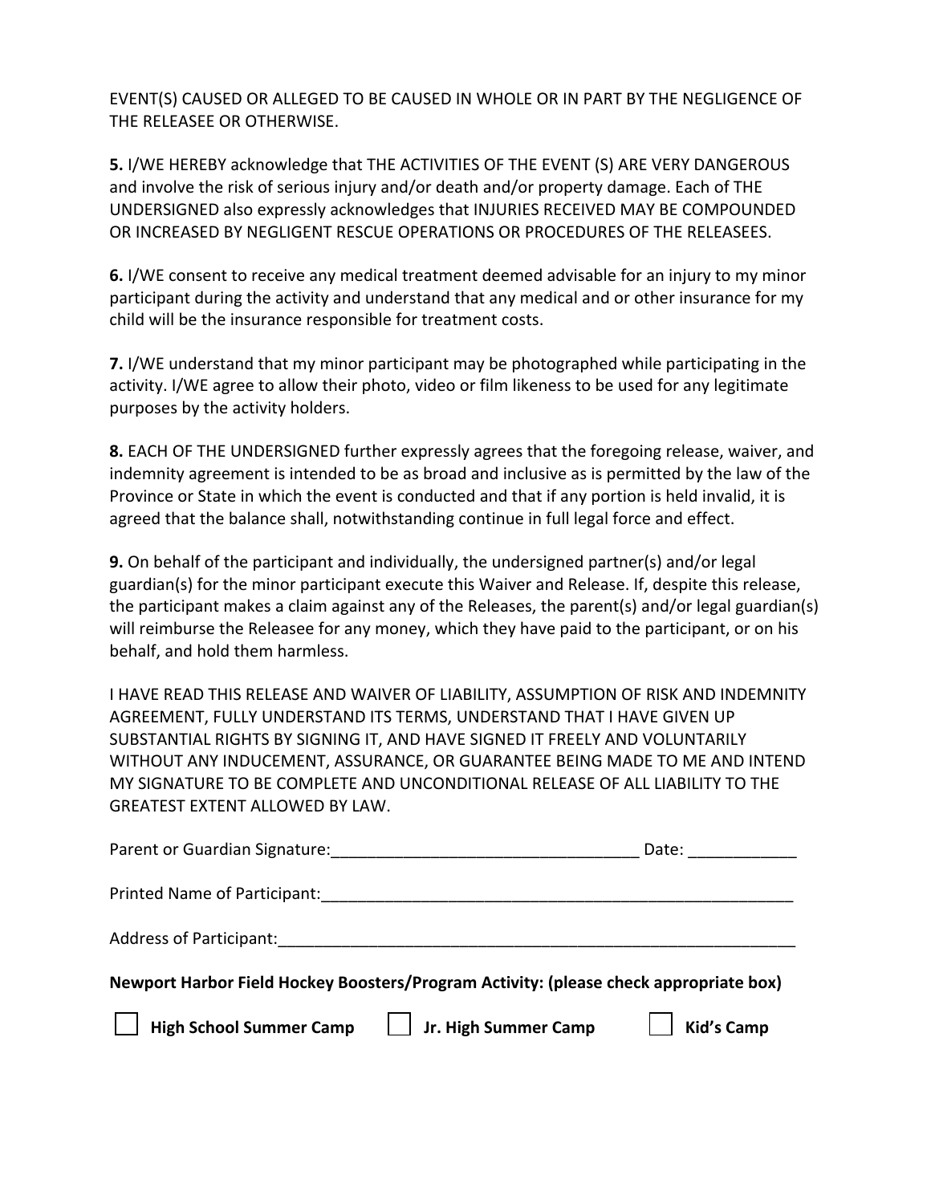EVENT(S) CAUSED OR ALLEGED TO BE CAUSED IN WHOLE OR IN PART BY THE NEGLIGENCE OF THE RELEASEE OR OTHERWISE.

**5.** I/WE HEREBY acknowledge that THE ACTIVITIES OF THE EVENT (S) ARE VERY DANGEROUS and involve the risk of serious injury and/or death and/or property damage. Each of THE UNDERSIGNED also expressly acknowledges that INJURIES RECEIVED MAY BE COMPOUNDED OR INCREASED BY NEGLIGENT RESCUE OPERATIONS OR PROCEDURES OF THE RELEASEES.

**6.** I/WE consent to receive any medical treatment deemed advisable for an injury to my minor participant during the activity and understand that any medical and or other insurance for my child will be the insurance responsible for treatment costs.

**7.** I/WE understand that my minor participant may be photographed while participating in the activity. I/WE agree to allow their photo, video or film likeness to be used for any legitimate purposes by the activity holders.

**8.** EACH OF THE UNDERSIGNED further expressly agrees that the foregoing release, waiver, and indemnity agreement is intended to be as broad and inclusive as is permitted by the law of the Province or State in which the event is conducted and that if any portion is held invalid, it is agreed that the balance shall, notwithstanding continue in full legal force and effect.

**9.** On behalf of the participant and individually, the undersigned partner(s) and/or legal guardian(s) for the minor participant execute this Waiver and Release. If, despite this release, the participant makes a claim against any of the Releases, the parent(s) and/or legal guardian(s) will reimburse the Releasee for any money, which they have paid to the participant, or on his behalf, and hold them harmless.

I HAVE READ THIS RELEASE AND WAIVER OF LIABILITY, ASSUMPTION OF RISK AND INDEMNITY AGREEMENT, FULLY UNDERSTAND ITS TERMS, UNDERSTAND THAT I HAVE GIVEN UP SUBSTANTIAL RIGHTS BY SIGNING IT, AND HAVE SIGNED IT FREELY AND VOLUNTARILY WITHOUT ANY INDUCEMENT, ASSURANCE, OR GUARANTEE BEING MADE TO ME AND INTEND MY SIGNATURE TO BE COMPLETE AND UNCONDITIONAL RELEASE OF ALL LIABILITY TO THE GREATEST EXTENT ALLOWED BY LAW.

Parent or Guardian Signature:___________________________________ Date: ____________

Printed Name of Participant:_______________________________________________________

Address of Participant:___________________________________________________________

**Newport Harbor Field Hockey Boosters/Program Activity: (please check appropriate box)**

☐ **High School Summer Camp** ☐ **Jr. High Summer Camp** ☐ **Kid's Camp**